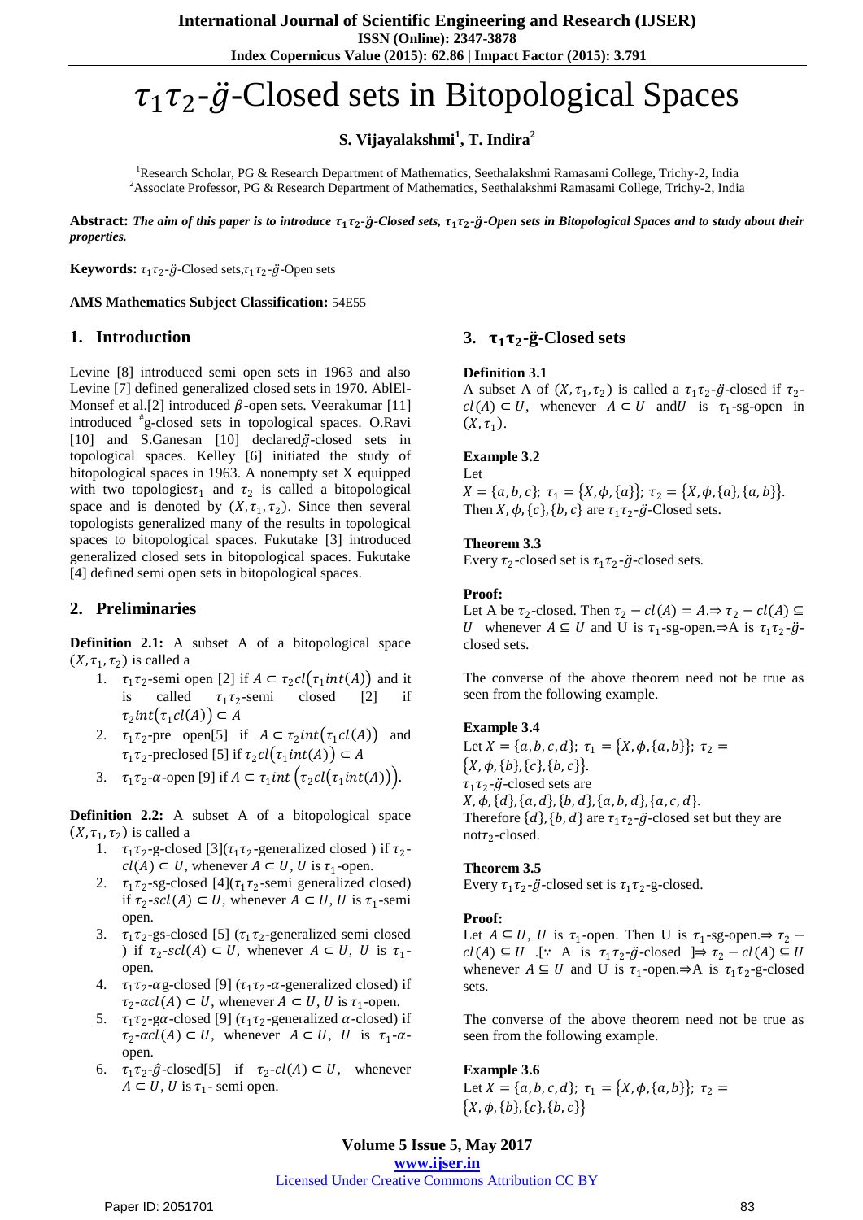# $\tau_1\tau_2$-$\ddot{g}$-Closed sets in Bitopological Spaces

**S. Vijayalakshmi[1], T. Indira[2]**

[1]Research Scholar, PG & Research Department of Mathematics, Seethalakshmi Ramasami College, Trichy-2, India
[2]Associate Professor, PG & Research Department of Mathematics, Seethalakshmi Ramasami College, Trichy-2, India

**Abstract:** ***The aim of this paper is to introduce $\tau_1\tau_2$-$\ddot{g}$-Closed sets, $\tau_1\tau_2$-$\ddot{g}$-Open sets in Bitopological Spaces and to study about their properties.***

**Keywords:** $\tau_1\tau_2$-$\ddot{g}$-Closed sets,$\tau_1\tau_2$-$\ddot{g}$-Open sets

**AMS Mathematics Subject Classification:** 54E55

## 1. Introduction

Levine [8] introduced semi open sets in 1963 and also Levine [7] defined generalized closed sets in 1970. AblEl-Monsef et al.[2] introduced $\beta$-open sets. Veerakumar [11] introduced $^{\#}$g-closed sets in topological spaces. O.Ravi [10] and S.Ganesan [10] declared$\ddot{g}$-closed sets in topological spaces. Kelley [6] initiated the study of bitopological spaces in 1963. A nonempty set X equipped with two topologies$\tau_1$ and $\tau_2$ is called a bitopological space and is denoted by $(X, \tau_1, \tau_2)$. Since then several topologists generalized many of the results in topological spaces to bitopological spaces. Fukutake [3] introduced generalized closed sets in bitopological spaces. Fukutake [4] defined semi open sets in bitopological spaces.

## 2. Preliminaries

**Definition 2.1:** A subset A of a bitopological space $(X, \tau_1, \tau_2)$ is called a

1. $\tau_1\tau_2$-semi open [2] if $A \subset \tau_2 cl(\tau_1 int(A))$ and it is called $\tau_1\tau_2$-semi closed [2] if $\tau_2 int(\tau_1 cl(A)) \subset A$
2. $\tau_1\tau_2$-pre open[5] if $A \subset \tau_2 int(\tau_1 cl(A))$ and $\tau_1\tau_2$-preclosed [5] if $\tau_2 cl(\tau_1 int(A)) \subset A$
3. $\tau_1\tau_2$-$\alpha$-open [9] if $A \subset \tau_1 int\left(\tau_2 cl(\tau_1 int(A))\right)$.

**Definition 2.2:** A subset A of a bitopological space $(X, \tau_1, \tau_2)$ is called a

1. $\tau_1\tau_2$-g-closed [3]($\tau_1\tau_2$-generalized closed ) if $\tau_2$-$cl(A) \subset U$, whenever $A \subset U$, $U$ is $\tau_1$-open.
2. $\tau_1\tau_2$-sg-closed [4]($\tau_1\tau_2$-semi generalized closed) if $\tau_2$-$scl(A) \subset U$, whenever $A \subset U$, $U$ is $\tau_1$-semi open.
3. $\tau_1\tau_2$-gs-closed [5] ($\tau_1\tau_2$-generalized semi closed ) if $\tau_2$-$scl(A) \subset U$, whenever $A \subset U$, $U$ is $\tau_1$-open.
4. $\tau_1\tau_2$-$\alpha$g-closed [9] ($\tau_1\tau_2$-$\alpha$-generalized closed) if $\tau_2$-$\alpha cl(A) \subset U$, whenever $A \subset U$, $U$ is $\tau_1$-open.
5. $\tau_1\tau_2$-g$\alpha$-closed [9] ($\tau_1\tau_2$-generalized $\alpha$-closed) if $\tau_2$-$\alpha cl(A) \subset U$, whenever $A \subset U$, $U$ is $\tau_1$-$\alpha$-open.
6. $\tau_1\tau_2$-$\hat{g}$-closed[5] if $\tau_2$-$cl(A) \subset U$, whenever $A \subset U$, $U$ is $\tau_1$- semi open.

## 3. $\tau_1\tau_2$-$\ddot{g}$-Closed sets

**Definition 3.1**
A subset A of $(X, \tau_1, \tau_2)$ is called a $\tau_1\tau_2$-$\ddot{g}$-closed if $\tau_2$-$cl(A) \subset U$, whenever $A \subset U$ and$U$ is $\tau_1$-sg-open in $(X, \tau_1)$.

**Example 3.2**
Let
$X = \{a, b, c\}$; $\tau_1 = \{X, \phi, \{a\}\}$; $\tau_2 = \{X, \phi, \{a\}, \{a, b\}\}$.
Then $X, \phi, \{c\}, \{b, c\}$ are $\tau_1\tau_2$-$\ddot{g}$-Closed sets.

**Theorem 3.3**
Every $\tau_2$-closed set is $\tau_1\tau_2$-$\ddot{g}$-closed sets.

**Proof:**
Let A be $\tau_2$-closed. Then $\tau_2 - cl(A) = A. \Rightarrow \tau_2 - cl(A) \subseteq U$ whenever $A \subseteq U$ and U is $\tau_1$-sg-open.$\Rightarrow$A is $\tau_1\tau_2$-$\ddot{g}$-closed sets.

The converse of the above theorem need not be true as seen from the following example.

**Example 3.4**
Let $X = \{a, b, c, d\}$; $\tau_1 = \{X, \phi, \{a, b\}\}$; $\tau_2 = \{X, \phi, \{b\}, \{c\}, \{b, c\}\}$.
$\tau_1\tau_2$-$\ddot{g}$-closed sets are
$X, \phi, \{d\}, \{a, d\}, \{b, d\}, \{a, b, d\}, \{a, c, d\}$.
Therefore $\{d\}, \{b, d\}$ are $\tau_1\tau_2$-$\ddot{g}$-closed set but they are not$\tau_2$-closed.

**Theorem 3.5**
Every $\tau_1\tau_2$-$\ddot{g}$-closed set is $\tau_1\tau_2$-g-closed.

**Proof:**
Let $A \subseteq U$, $U$ is $\tau_1$-open. Then U is $\tau_1$-sg-open.$\Rightarrow \tau_2 - cl(A) \subseteq U$ .[$\because$ A is $\tau_1\tau_2$-$\ddot{g}$-closed ]$\Rightarrow \tau_2 - cl(A) \subseteq U$ whenever $A \subseteq U$ and U is $\tau_1$-open.$\Rightarrow$A is $\tau_1\tau_2$-g-closed sets.

The converse of the above theorem need not be true as seen from the following example.

**Example 3.6**
Let $X = \{a, b, c, d\}$; $\tau_1 = \{X, \phi, \{a, b\}\}$; $\tau_2 = \{X, \phi, \{b\}, \{c\}, \{b, c\}\}$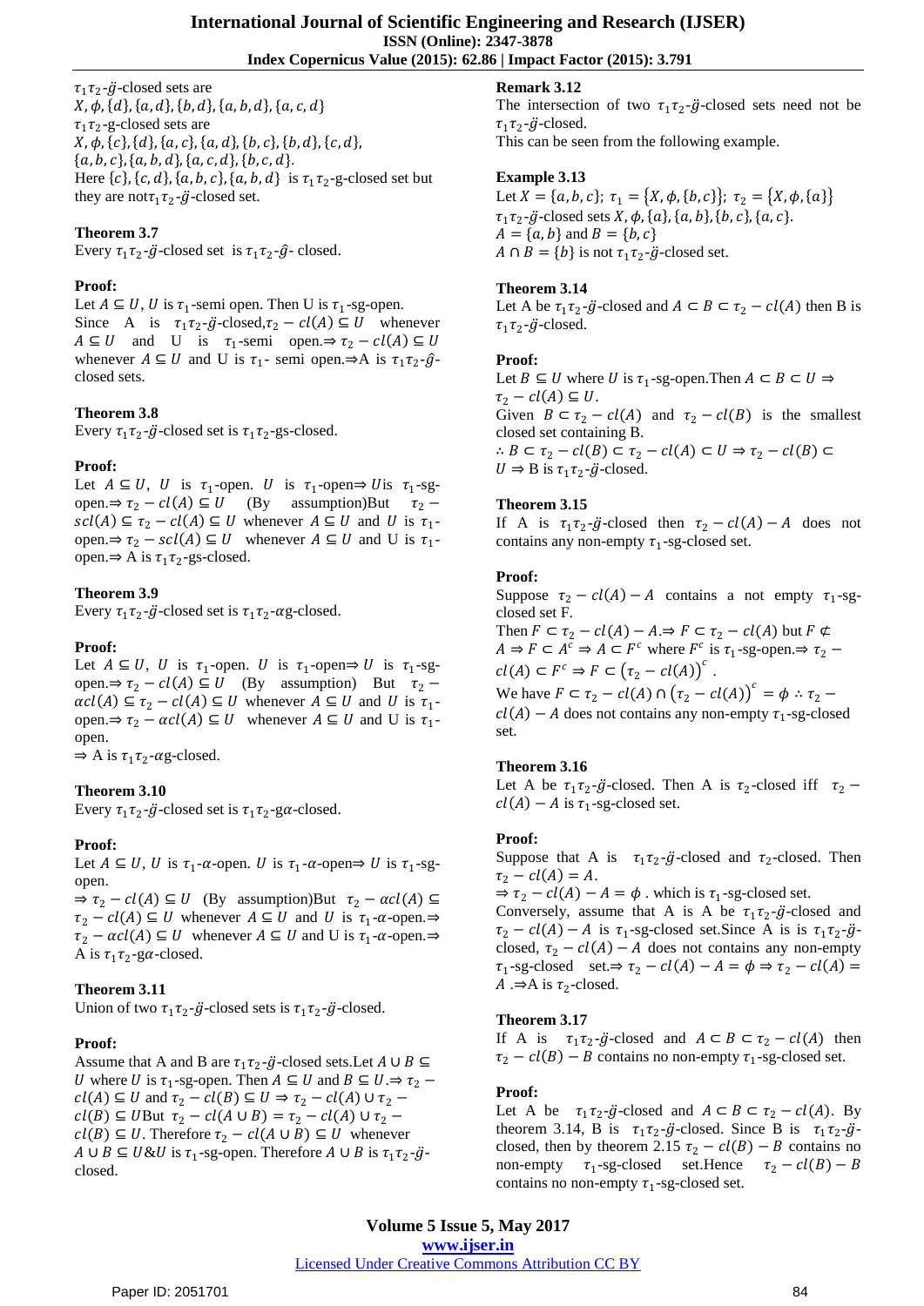$\tau_1\tau_2$-$\ddot{g}$-closed sets are
$X, \phi, \{d\}, \{a, d\}, \{b, d\}, \{a, b, d\}, \{a, c, d\}$
$\tau_1\tau_2$-g-closed sets are
$X, \phi, \{c\}, \{d\}, \{a, c\}, \{a, d\}, \{b, c\}, \{b, d\}, \{c, d\}$,
$\{a, b, c\}, \{a, b, d\}, \{a, c, d\}, \{b, c, d\}$.
Here $\{c\}, \{c, d\}, \{a, b, c\}, \{a, b, d\}$ is $\tau_1\tau_2$-g-closed set but they are not$\tau_1\tau_2$-$\ddot{g}$-closed set.

**Theorem 3.7**
Every $\tau_1\tau_2$-$\ddot{g}$-closed set is $\tau_1\tau_2$-$\hat{g}$- closed.

**Proof:**
Let $A \subseteq U$, $U$ is $\tau_1$-semi open. Then U is $\tau_1$-sg-open. Since A is $\tau_1\tau_2$-$\ddot{g}$-closed,$\tau_2 - cl(A) \subseteq U$ whenever $A \subseteq U$ and U is $\tau_1$-semi open.$\Rightarrow \tau_2 - cl(A) \subseteq U$ whenever $A \subseteq U$ and U is $\tau_1$- semi open.$\Rightarrow$A is $\tau_1\tau_2$-$\hat{g}$-closed sets.

**Theorem 3.8**
Every $\tau_1\tau_2$-$\ddot{g}$-closed set is $\tau_1\tau_2$-gs-closed.

**Proof:**
Let $A \subseteq U$, $U$ is $\tau_1$-open. $U$ is $\tau_1$-open$\Rightarrow$ $U$is $\tau_1$-sg-open.$\Rightarrow \tau_2 - cl(A) \subseteq U$ (By assumption)But $\tau_2 - scl(A) \subseteq \tau_2 - cl(A) \subseteq U$ whenever $A \subseteq U$ and $U$ is $\tau_1$-open.$\Rightarrow \tau_2 - scl(A) \subseteq U$ whenever $A \subseteq U$ and U is $\tau_1$-open.$\Rightarrow$ A is $\tau_1\tau_2$-gs-closed.

**Theorem 3.9**
Every $\tau_1\tau_2$-$\ddot{g}$-closed set is $\tau_1\tau_2$-$\alpha$g-closed.

**Proof:**
Let $A \subseteq U$, $U$ is $\tau_1$-open. $U$ is $\tau_1$-open$\Rightarrow$ $U$ is $\tau_1$-sg-open.$\Rightarrow \tau_2 - cl(A) \subseteq U$ (By assumption) But $\tau_2 - \alpha cl(A) \subseteq \tau_2 - cl(A) \subseteq U$ whenever $A \subseteq U$ and $U$ is $\tau_1$-open.$\Rightarrow \tau_2 - \alpha cl(A) \subseteq U$ whenever $A \subseteq U$ and $U$ is $\tau_1$-open.
$\Rightarrow$ A is $\tau_1\tau_2$-$\alpha$g-closed.

**Theorem 3.10**
Every $\tau_1\tau_2$-$\ddot{g}$-closed set is $\tau_1\tau_2$-g$\alpha$-closed.

**Proof:**
Let $A \subseteq U$, $U$ is $\tau_1$-$\alpha$-open. $U$ is $\tau_1$-$\alpha$-open$\Rightarrow$ $U$ is $\tau_1$-sg-open.
$\Rightarrow \tau_2 - cl(A) \subseteq U$ (By assumption)But $\tau_2 - \alpha cl(A) \subseteq \tau_2 - cl(A) \subseteq U$ whenever $A \subseteq U$ and $U$ is $\tau_1$-$\alpha$-open.$\Rightarrow$ $\tau_2 - \alpha cl(A) \subseteq U$ whenever $A \subseteq U$ and U is $\tau_1$-$\alpha$-open.$\Rightarrow$ A is $\tau_1\tau_2$-g$\alpha$-closed.

**Theorem 3.11**
Union of two $\tau_1\tau_2$-$\ddot{g}$-closed sets is $\tau_1\tau_2$-$\ddot{g}$-closed.

**Proof:**
Assume that A and B are $\tau_1\tau_2$-$\ddot{g}$-closed sets.Let $A \cup B \subseteq U$ where $U$ is $\tau_1$-sg-open. Then $A \subseteq U$ and $B \subseteq U$.$\Rightarrow \tau_2 - cl(A) \subseteq U$ and $\tau_2 - cl(B) \subseteq U \Rightarrow \tau_2 - cl(A) \cup \tau_2 - cl(B) \subseteq U$But $\tau_2 - cl(A \cup B) = \tau_2 - cl(A) \cup \tau_2 - cl(B) \subseteq U$. Therefore $\tau_2 - cl(A \cup B) \subseteq U$ whenever $A \cup B \subseteq U$&$U$ is $\tau_1$-sg-open. Therefore $A \cup B$ is $\tau_1\tau_2$-$\ddot{g}$-closed.

**Remark 3.12**
The intersection of two $\tau_1\tau_2$-$\ddot{g}$-closed sets need not be $\tau_1\tau_2$-$\ddot{g}$-closed.
This can be seen from the following example.

**Example 3.13**
Let $X = \{a, b, c\}$; $\tau_1 = \{X, \phi, \{b, c\}\}$; $\tau_2 = \{X, \phi, \{a\}\}$
$\tau_1\tau_2$-$\ddot{g}$-closed sets $X, \phi, \{a\}, \{a, b\}, \{b, c\}, \{a, c\}$.
$A = \{a, b\}$ and $B = \{b, c\}$
$A \cap B = \{b\}$ is not $\tau_1\tau_2$-$\ddot{g}$-closed set.

**Theorem 3.14**
Let A be $\tau_1\tau_2$-$\ddot{g}$-closed and $A \subset B \subset \tau_2 - cl(A)$ then B is $\tau_1\tau_2$-$\ddot{g}$-closed.

**Proof:**
Let $B \subseteq U$ where $U$ is $\tau_1$-sg-open.Then $A \subset B \subset U \Rightarrow \tau_2 - cl(A) \subseteq U$.
Given $B \subset \tau_2 - cl(A)$ and $\tau_2 - cl(B)$ is the smallest closed set containing B.
$\therefore B \subset \tau_2 - cl(B) \subset \tau_2 - cl(A) \subset U \Rightarrow \tau_2 - cl(B) \subset U \Rightarrow$ B is $\tau_1\tau_2$-$\ddot{g}$-closed.

**Theorem 3.15**
If A is $\tau_1\tau_2$-$\ddot{g}$-closed then $\tau_2 - cl(A) - A$ does not contains any non-empty $\tau_1$-sg-closed set.

**Proof:**
Suppose $\tau_2 - cl(A) - A$ contains a not empty $\tau_1$-sg-closed set F.
Then $F \subset \tau_2 - cl(A) - A$.$\Rightarrow F \subset \tau_2 - cl(A)$ but $F \not\subset A \Rightarrow F \subset A^c \Rightarrow A \subset F^c$ where $F^c$ is $\tau_1$-sg-open.$\Rightarrow \tau_2 - cl(A) \subset F^c \Rightarrow F \subset \left(\tau_2 - cl(A)\right)^c$.
We have $F \subset \tau_2 - cl(A) \cap \left(\tau_2 - cl(A)\right)^c = \phi \therefore \tau_2 - cl(A) - A$ does not contains any non-empty $\tau_1$-sg-closed set.

**Theorem 3.16**
Let A be $\tau_1\tau_2$-$\ddot{g}$-closed. Then A is $\tau_2$-closed iff $\tau_2 - cl(A) - A$ is $\tau_1$-sg-closed set.

**Proof:**
Suppose that A is $\tau_1\tau_2$-$\ddot{g}$-closed and $\tau_2$-closed. Then $\tau_2 - cl(A) = A$.
$\Rightarrow \tau_2 - cl(A) - A = \phi$ . which is $\tau_1$-sg-closed set.
Conversely, assume that A is A be $\tau_1\tau_2$-$\ddot{g}$-closed and $\tau_2 - cl(A) - A$ is $\tau_1$-sg-closed set.Since A is is $\tau_1\tau_2$-$\ddot{g}$-closed, $\tau_2 - cl(A) - A$ does not contains any non-empty $\tau_1$-sg-closed set.$\Rightarrow \tau_2 - cl(A) - A = \phi \Rightarrow \tau_2 - cl(A) = A$ .$\Rightarrow$A is $\tau_2$-closed.

**Theorem 3.17**
If A is $\tau_1\tau_2$-$\ddot{g}$-closed and $A \subset B \subset \tau_2 - cl(A)$ then $\tau_2 - cl(B) - B$ contains no non-empty $\tau_1$-sg-closed set.

**Proof:**
Let A be $\tau_1\tau_2$-$\ddot{g}$-closed and $A \subset B \subset \tau_2 - cl(A)$. By theorem 3.14, B is $\tau_1\tau_2$-$\ddot{g}$-closed. Since B is $\tau_1\tau_2$-$\ddot{g}$-closed, then by theorem 2.15 $\tau_2 - cl(B) - B$ contains no non-empty $\tau_1$-sg-closed set.Hence $\tau_2 - cl(B) - B$ contains no non-empty $\tau_1$-sg-closed set.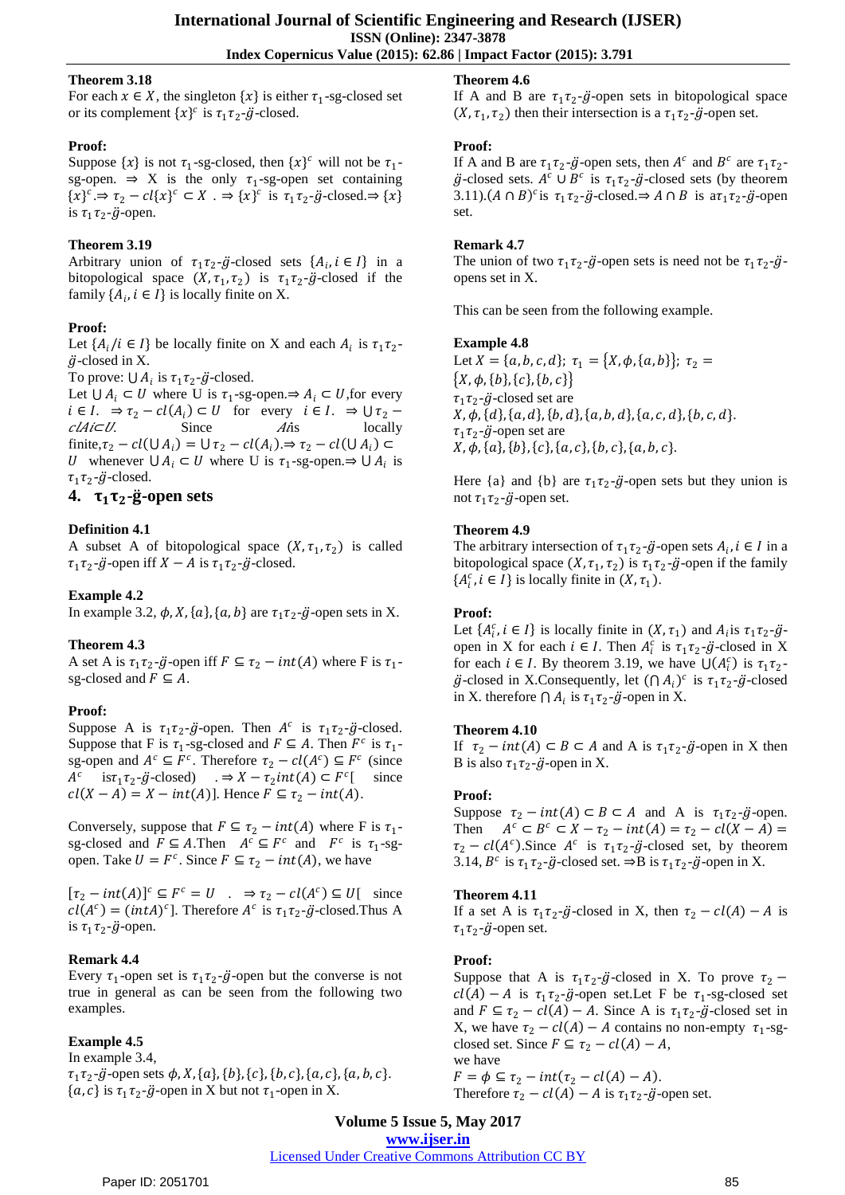**Theorem 3.18**

For each $x \in X$, the singleton $\{x\}$ is either $\tau_1$-sg-closed set or its complement $\{x\}^c$ is $\tau_1\tau_2$-$\ddot{g}$-closed.

**Proof:**

Suppose $\{x\}$ is not $\tau_1$-sg-closed, then $\{x\}^c$ will not be $\tau_1$-sg-open. $\Rightarrow$ X is the only $\tau_1$-sg-open set containing $\{x\}^c$.$\Rightarrow \tau_2 - cl\{x\}^c \subset X$ . $\Rightarrow \{x\}^c$ is $\tau_1\tau_2$-$\ddot{g}$-closed.$\Rightarrow \{x\}$ is $\tau_1\tau_2$-$\ddot{g}$-open.

**Theorem 3.19**

Arbitrary union of $\tau_1\tau_2$-$\ddot{g}$-closed sets $\{A_i, i \in I\}$ in a bitopological space $(X, \tau_1, \tau_2)$ is $\tau_1\tau_2$-$\ddot{g}$-closed if the family $\{A_i, i \in I\}$ is locally finite on X.

**Proof:**

Let $\{A_i / i \in I\}$ be locally finite on X and each $A_i$ is $\tau_1\tau_2$-$\ddot{g}$-closed in X.

To prove: $\bigcup A_i$ is $\tau_1\tau_2$-$\ddot{g}$-closed.

Let $\bigcup A_i \subset U$ where U is $\tau_1$-sg-open.$\Rightarrow A_i \subset U$,for every $i \in I$. $\Rightarrow \tau_2 - cl(A_i) \subset U$ for every $i \in I$. $\Rightarrow \bigcup \tau_2 - clAi \subset U$. Since $A_i$ is locally finite,$\tau_2 - cl(\bigcup A_i) = \bigcup \tau_2 - cl(A_i)$.$\Rightarrow \tau_2 - cl(\bigcup A_i) \subset U$ whenever $\bigcup A_i \subset U$ where U is $\tau_1$-sg-open.$\Rightarrow \bigcup A_i$ is $\tau_1\tau_2$-$\ddot{g}$-closed.

## 4. $\tau_1\tau_2$-$\ddot{g}$-open sets

**Definition 4.1**

A subset A of bitopological space $(X, \tau_1, \tau_2)$ is called $\tau_1\tau_2$-$\ddot{g}$-open iff $X - A$ is $\tau_1\tau_2$-$\ddot{g}$-closed.

**Example 4.2**

In example 3.2, $\phi, X, \{a\}, \{a, b\}$ are $\tau_1\tau_2$-$\ddot{g}$-open sets in X.

**Theorem 4.3**

A set A is $\tau_1\tau_2$-$\ddot{g}$-open iff $F \subseteq \tau_2 - int(A)$ where F is $\tau_1$-sg-closed and $F \subseteq A$.

**Proof:**

Suppose A is $\tau_1\tau_2$-$\ddot{g}$-open. Then $A^c$ is $\tau_1\tau_2$-$\ddot{g}$-closed. Suppose that F is $\tau_1$-sg-closed and $F \subseteq A$. Then $F^c$ is $\tau_1$-sg-open and $A^c \subseteq F^c$. Therefore $\tau_2 - cl(A^c) \subseteq F^c$ (since $A^c$ is $\tau_1\tau_2$-$\ddot{g}$-closed) $. \Rightarrow X - \tau_2 int(A) \subset F^c$[ since $cl(X - A) = X - int(A)$]. Hence $F \subseteq \tau_2 - int(A)$.

Conversely, suppose that $F \subseteq \tau_2 - int(A)$ where F is $\tau_1$-sg-closed and $F \subseteq A$.Then $A^c \subseteq F^c$ and $F^c$ is $\tau_1$-sg-open. Take $U = F^c$. Since $F \subseteq \tau_2 - int(A)$, we have

$[\tau_2 - int(A)]^c \subseteq F^c = U$ . $\Rightarrow \tau_2 - cl(A^c) \subseteq U$[ since $cl(A^c) = (intA)^c$]. Therefore $A^c$ is $\tau_1\tau_2$-$\ddot{g}$-closed.Thus A is $\tau_1\tau_2$-$\ddot{g}$-open.

**Remark 4.4**

Every $\tau_1$-open set is $\tau_1\tau_2$-$\ddot{g}$-open but the converse is not true in general as can be seen from the following two examples.

**Example 4.5**

In example 3.4,

$\tau_1\tau_2$-$\ddot{g}$-open sets $\phi, X, \{a\}, \{b\}, \{c\}, \{b, c\}, \{a, c\}, \{a, b, c\}$.

$\{a, c\}$ is $\tau_1\tau_2$-$\ddot{g}$-open in X but not $\tau_1$-open in X.

**Theorem 4.6**

If A and B are $\tau_1\tau_2$-$\ddot{g}$-open sets in bitopological space $(X, \tau_1, \tau_2)$ then their intersection is a $\tau_1\tau_2$-$\ddot{g}$-open set.

**Proof:**

If A and B are $\tau_1\tau_2$-$\ddot{g}$-open sets, then $A^c$ and $B^c$ are $\tau_1\tau_2$-$\ddot{g}$-closed sets. $A^c \cup B^c$ is $\tau_1\tau_2$-$\ddot{g}$-closed sets (by theorem 3.11).$(A \cap B)^c$is $\tau_1\tau_2$-$\ddot{g}$-closed.$\Rightarrow A \cap B$ is a$\tau_1\tau_2$-$\ddot{g}$-open set.

**Remark 4.7**

The union of two $\tau_1\tau_2$-$\ddot{g}$-open sets is need not be $\tau_1\tau_2$-$\ddot{g}$-opens set in X.

This can be seen from the following example.

**Example 4.8**

Let $X = \{a, b, c, d\}$; $\tau_1 = \{X, \phi, \{a, b\}\}$; $\tau_2 = \{X, \phi, \{b\}, \{c\}, \{b, c\}\}$

$\tau_1\tau_2$-$\ddot{g}$-closed set are

$X, \phi, \{d\}, \{a, d\}, \{b, d\}, \{a, b, d\}, \{a, c, d\}, \{b, c, d\}$.

$\tau_1\tau_2$-$\ddot{g}$-open set are

$X, \phi, \{a\}, \{b\}, \{c\}, \{a, c\}, \{b, c\}, \{a, b, c\}$.

Here $\{a\}$ and $\{b\}$ are $\tau_1\tau_2$-$\ddot{g}$-open sets but they union is not $\tau_1\tau_2$-$\ddot{g}$-open set.

**Theorem 4.9**

The arbitrary intersection of $\tau_1\tau_2$-$\ddot{g}$-open sets $A_i, i \in I$ in a bitopological space $(X, \tau_1, \tau_2)$ is $\tau_1\tau_2$-$\ddot{g}$-open if the family $\{A_i^c, i \in I\}$ is locally finite in $(X, \tau_1)$.

**Proof:**

Let $\{A_i^c, i \in I\}$ is locally finite in $(X, \tau_1)$ and $A_i$is $\tau_1\tau_2$-$\ddot{g}$-open in X for each $i \in I$. Then $A_i^c$ is $\tau_1\tau_2$-$\ddot{g}$-closed in X for each $i \in I$. By theorem 3.19, we have $\bigcup(A_i^c)$ is $\tau_1\tau_2$-$\ddot{g}$-closed in X.Consequently, let $(\bigcap A_i)^c$ is $\tau_1\tau_2$-$\ddot{g}$-closed in X. therefore $\bigcap A_i$ is $\tau_1\tau_2$-$\ddot{g}$-open in X.

**Theorem 4.10**

If $\tau_2 - int(A) \subset B \subset A$ and A is $\tau_1\tau_2$-$\ddot{g}$-open in X then B is also $\tau_1\tau_2$-$\ddot{g}$-open in X.

**Proof:**

Suppose $\tau_2 - int(A) \subset B \subset A$ and A is $\tau_1\tau_2$-$\ddot{g}$-open. Then $A^c \subset B^c \subset X - \tau_2 - int(A) = \tau_2 - cl(X - A) = \tau_2 - cl(A^c)$.Since $A^c$ is $\tau_1\tau_2$-$\ddot{g}$-closed set, by theorem 3.14, $B^c$ is $\tau_1\tau_2$-$\ddot{g}$-closed set. $\Rightarrow$B is $\tau_1\tau_2$-$\ddot{g}$-open in X.

**Theorem 4.11**

If a set A is $\tau_1\tau_2$-$\ddot{g}$-closed in X, then $\tau_2 - cl(A) - A$ is $\tau_1\tau_2$-$\ddot{g}$-open set.

**Proof:**

Suppose that A is $\tau_1\tau_2$-$\ddot{g}$-closed in X. To prove $\tau_2 - cl(A) - A$ is $\tau_1\tau_2$-$\ddot{g}$-open set.Let F be $\tau_1$-sg-closed set and $F \subseteq \tau_2 - cl(A) - A$. Since A is $\tau_1\tau_2$-$\ddot{g}$-closed set in X, we have $\tau_2 - cl(A) - A$ contains no non-empty $\tau_1$-sg-closed set. Since $F \subseteq \tau_2 - cl(A) - A$,

we have

$F = \phi \subseteq \tau_2 - int(\tau_2 - cl(A) - A)$.

Therefore $\tau_2 - cl(A) - A$ is $\tau_1\tau_2$-$\ddot{g}$-open set.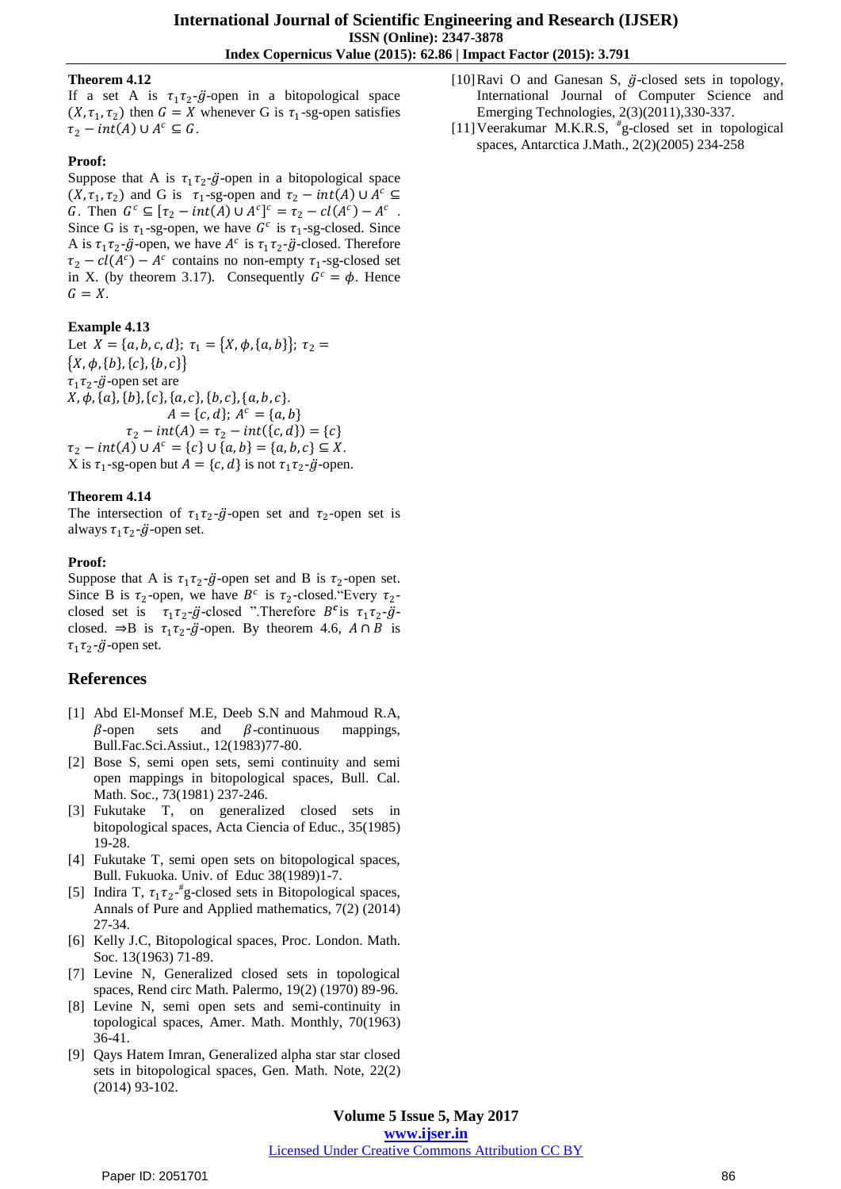**Theorem 4.12**

If a set A is $\tau_1\tau_2$-$\ddot{g}$-open in a bitopological space $(X,\tau_1,\tau_2)$ then $G = X$ whenever G is $\tau_1$-sg-open satisfies $\tau_2 - int(A) \cup A^c \subseteq G$.

**Proof:**

Suppose that A is $\tau_1\tau_2$-$\ddot{g}$-open in a bitopological space $(X,\tau_1,\tau_2)$ and G is $\tau_1$-sg-open and $\tau_2 - int(A) \cup A^c \subseteq G$. Then $G^c \subseteq [\tau_2 - int(A) \cup A^c]^c = \tau_2 - cl(A^c) - A^c$. Since G is $\tau_1$-sg-open, we have $G^c$ is $\tau_1$-sg-closed. Since A is $\tau_1\tau_2$-$\ddot{g}$-open, we have $A^c$ is $\tau_1\tau_2$-$\ddot{g}$-closed. Therefore $\tau_2 - cl(A^c) - A^c$ contains no non-empty $\tau_1$-sg-closed set in X. (by theorem 3.17). Consequently $G^c = \phi$. Hence $G = X$.

**Example 4.13**

Let $X = \{a,b,c,d\}$; $\tau_1 = \{X,\phi,\{a,b\}\}$; $\tau_2 = \{X,\phi,\{b\},\{c\},\{b,c\}\}$

$\tau_1\tau_2$-$\ddot{g}$-open set are

$X,\phi,\{a\},\{b\},\{c\},\{a,c\},\{b,c\},\{a,b,c\}$.

$$A = \{c,d\};\ A^c = \{a,b\}$$

$$\tau_2 - int(A) = \tau_2 - int(\{c,d\}) = \{c\}$$

$$\tau_2 - int(A) \cup A^c = \{c\} \cup \{a,b\} = \{a,b,c\} \subseteq X.$$

X is $\tau_1$-sg-open but $A = \{c,d\}$ is not $\tau_1\tau_2$-$\ddot{g}$-open.

**Theorem 4.14**

The intersection of $\tau_1\tau_2$-$\ddot{g}$-open set and $\tau_2$-open set is always $\tau_1\tau_2$-$\ddot{g}$-open set.

**Proof:**

Suppose that A is $\tau_1\tau_2$-$\ddot{g}$-open set and B is $\tau_2$-open set. Since B is $\tau_2$-open, we have $B^c$ is $\tau_2$-closed."Every $\tau_2$-closed set is $\tau_1\tau_2$-$\ddot{g}$-closed ".Therefore $B^c$is $\tau_1\tau_2$-$\ddot{g}$-closed. $\Rightarrow$B is $\tau_1\tau_2$-$\ddot{g}$-open. By theorem 4.6, $A \cap B$ is $\tau_1\tau_2$-$\ddot{g}$-open set.

## References

[1] Abd El-Monsef M.E, Deeb S.N and Mahmoud R.A, $\beta$-open sets and $\beta$-continuous mappings, Bull.Fac.Sci.Assiut., 12(1983)77-80.

[2] Bose S, semi open sets, semi continuity and semi open mappings in bitopological spaces, Bull. Cal. Math. Soc., 73(1981) 237-246.

[3] Fukutake T, on generalized closed sets in bitopological spaces, Acta Ciencia of Educ., 35(1985) 19-28.

[4] Fukutake T, semi open sets on bitopological spaces, Bull. Fukuoka. Univ. of Educ 38(1989)1-7.

[5] Indira T, $\tau_1\tau_2$-#g-closed sets in Bitopological spaces, Annals of Pure and Applied mathematics, 7(2) (2014) 27-34.

[6] Kelly J.C, Bitopological spaces, Proc. London. Math. Soc. 13(1963) 71-89.

[7] Levine N, Generalized closed sets in topological spaces, Rend circ Math. Palermo, 19(2) (1970) 89-96.

[8] Levine N, semi open sets and semi-continuity in topological spaces, Amer. Math. Monthly, 70(1963) 36-41.

[9] Qays Hatem Imran, Generalized alpha star star closed sets in bitopological spaces, Gen. Math. Note, 22(2) (2014) 93-102.

[10] Ravi O and Ganesan S, $\ddot{g}$-closed sets in topology, International Journal of Computer Science and Emerging Technologies, 2(3)(2011),330-337.

[11] Veerakumar M.K.R.S, #g-closed set in topological spaces, Antarctica J.Math., 2(2)(2005) 234-258